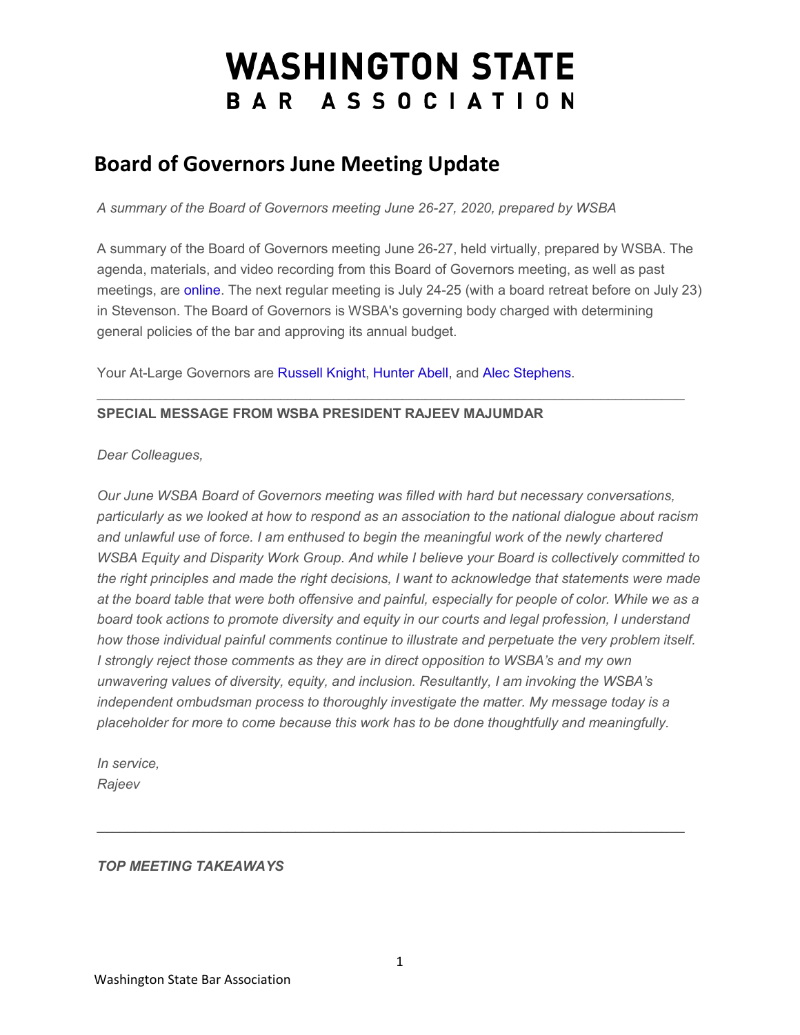# WASHINGTON STATE BAR ASSOCIATION

## Board of Governors June Meeting Update

*A summary of the Board of Governors meeting June 26-27, 2020, prepared by WSBA*

A summary of the Board of Governors meeting June 26-27, held virtually, prepared by WSBA. The agenda, materials, and video recording from this Board of Governors meeting, as well as past meetings, are online. The next regular meeting is July 24-25 (with a board retreat before on July 23) in Stevenson. The Board of Governors is WSBA's governing body charged with determining general policies of the bar and approving its annual budget.

Your At-Large Governors are Russell Knight, Hunter Abell, and Alec Stephens.

---

**SPECIAL MESSAGE FROM WSBA PRESIDENT RAJEEV MAJUMDAR**

*Dear Colleagues,*

*Our June WSBA Board of Governors meeting was filled with hard but necessary conversations, particularly as we looked at how to respond as an association to the national dialogue about racism and unlawful use of force. I am enthused to begin the meaningful work of the newly chartered WSBA Equity and Disparity Work Group. And while I believe your Board is collectively committed to the right principles and made the right decisions, I want to acknowledge that statements were made at the board table that were both offensive and painful, especially for people of color. While we as a board took actions to promote diversity and equity in our courts and legal profession, I understand how those individual painful comments continue to illustrate and perpetuate the very problem itself. I strongly reject those comments as they are in direct opposition to WSBA's and my own unwavering values of diversity, equity, and inclusion. Resultantly, I am invoking the WSBA's independent ombudsman process to thoroughly investigate the matter. My message today is a placeholder for more to come because this work has to be done thoughtfully and meaningfully.*

*In service,*
*Rajeev*

---

***TOP MEETING TAKEAWAYS***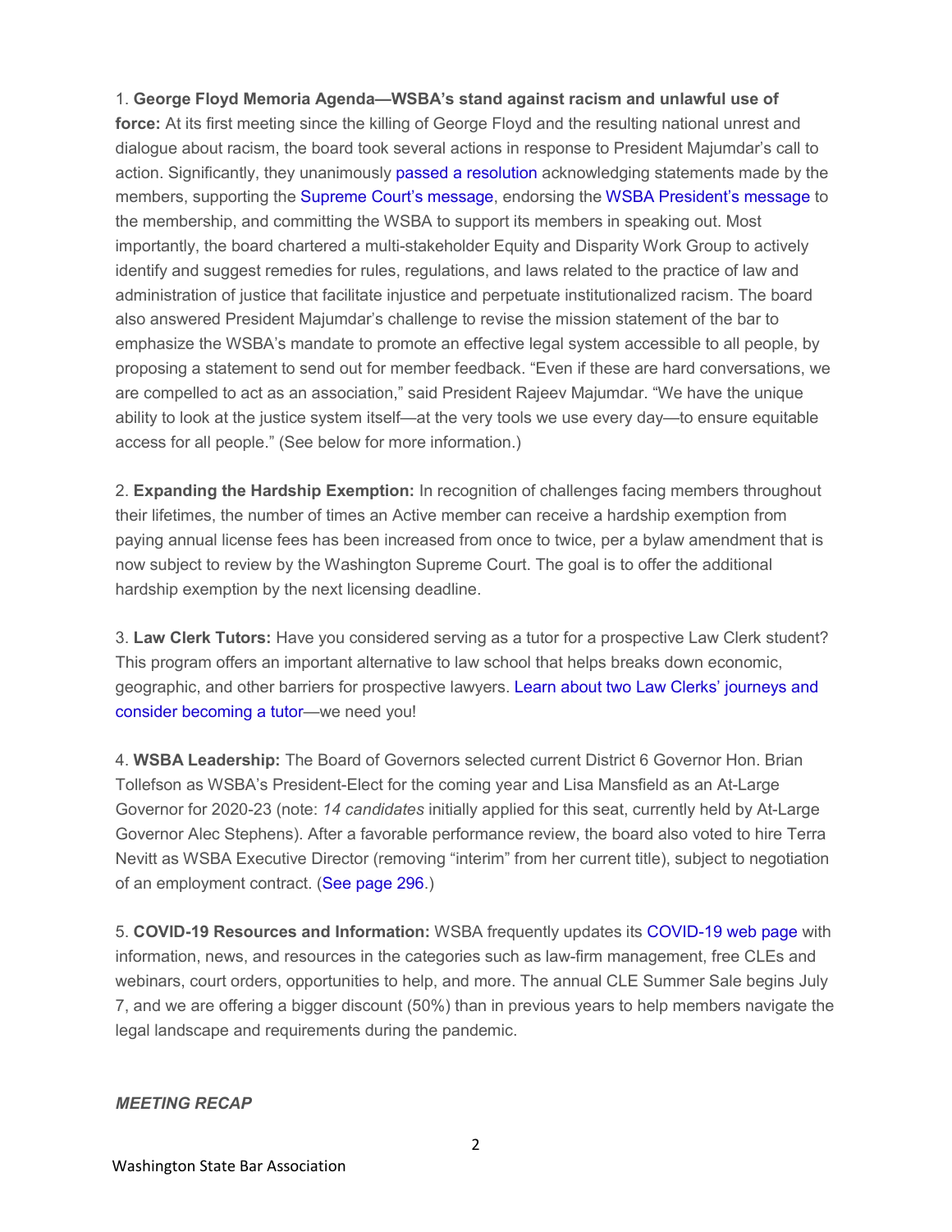1. **George Floyd Memoria Agenda—WSBA's stand against racism and unlawful use of force:** At its first meeting since the killing of George Floyd and the resulting national unrest and dialogue about racism, the board took several actions in response to President Majumdar's call to action. Significantly, they unanimously passed a resolution acknowledging statements made by the members, supporting the Supreme Court's message, endorsing the WSBA President's message to the membership, and committing the WSBA to support its members in speaking out. Most importantly, the board chartered a multi-stakeholder Equity and Disparity Work Group to actively identify and suggest remedies for rules, regulations, and laws related to the practice of law and administration of justice that facilitate injustice and perpetuate institutionalized racism. The board also answered President Majumdar's challenge to revise the mission statement of the bar to emphasize the WSBA's mandate to promote an effective legal system accessible to all people, by proposing a statement to send out for member feedback. "Even if these are hard conversations, we are compelled to act as an association," said President Rajeev Majumdar. "We have the unique ability to look at the justice system itself—at the very tools we use every day—to ensure equitable access for all people." (See below for more information.)

2. **Expanding the Hardship Exemption:** In recognition of challenges facing members throughout their lifetimes, the number of times an Active member can receive a hardship exemption from paying annual license fees has been increased from once to twice, per a bylaw amendment that is now subject to review by the Washington Supreme Court. The goal is to offer the additional hardship exemption by the next licensing deadline.

3. **Law Clerk Tutors:** Have you considered serving as a tutor for a prospective Law Clerk student? This program offers an important alternative to law school that helps breaks down economic, geographic, and other barriers for prospective lawyers. Learn about two Law Clerks' journeys and consider becoming a tutor—we need you!

4. **WSBA Leadership:** The Board of Governors selected current District 6 Governor Hon. Brian Tollefson as WSBA's President-Elect for the coming year and Lisa Mansfield as an At-Large Governor for 2020-23 (note: *14 candidates* initially applied for this seat, currently held by At-Large Governor Alec Stephens). After a favorable performance review, the board also voted to hire Terra Nevitt as WSBA Executive Director (removing "interim" from her current title), subject to negotiation of an employment contract. (See page 296.)

5. **COVID-19 Resources and Information:** WSBA frequently updates its COVID-19 web page with information, news, and resources in the categories such as law-firm management, free CLEs and webinars, court orders, opportunities to help, and more. The annual CLE Summer Sale begins July 7, and we are offering a bigger discount (50%) than in previous years to help members navigate the legal landscape and requirements during the pandemic.

***MEETING RECAP***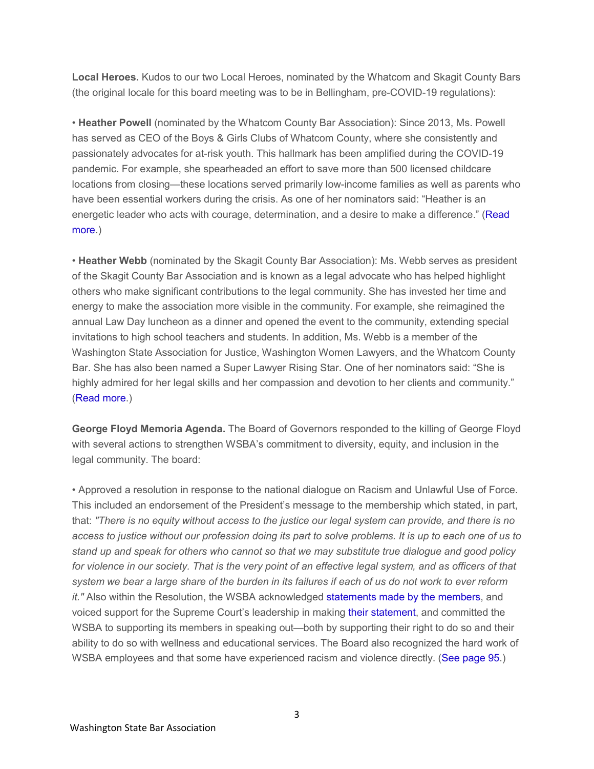**Local Heroes.** Kudos to our two Local Heroes, nominated by the Whatcom and Skagit County Bars (the original locale for this board meeting was to be in Bellingham, pre-COVID-19 regulations):

• **Heather Powell** (nominated by the Whatcom County Bar Association): Since 2013, Ms. Powell has served as CEO of the Boys & Girls Clubs of Whatcom County, where she consistently and passionately advocates for at-risk youth. This hallmark has been amplified during the COVID-19 pandemic. For example, she spearheaded an effort to save more than 500 licensed childcare locations from closing—these locations served primarily low-income families as well as parents who have been essential workers during the crisis. As one of her nominators said: "Heather is an energetic leader who acts with courage, determination, and a desire to make a difference." (Read more.)

• **Heather Webb** (nominated by the Skagit County Bar Association): Ms. Webb serves as president of the Skagit County Bar Association and is known as a legal advocate who has helped highlight others who make significant contributions to the legal community. She has invested her time and energy to make the association more visible in the community. For example, she reimagined the annual Law Day luncheon as a dinner and opened the event to the community, extending special invitations to high school teachers and students. In addition, Ms. Webb is a member of the Washington State Association for Justice, Washington Women Lawyers, and the Whatcom County Bar. She has also been named a Super Lawyer Rising Star. One of her nominators said: "She is highly admired for her legal skills and her compassion and devotion to her clients and community." (Read more.)

**George Floyd Memoria Agenda.** The Board of Governors responded to the killing of George Floyd with several actions to strengthen WSBA's commitment to diversity, equity, and inclusion in the legal community. The board:

• Approved a resolution in response to the national dialogue on Racism and Unlawful Use of Force. This included an endorsement of the President's message to the membership which stated, in part, that: *"There is no equity without access to the justice our legal system can provide, and there is no access to justice without our profession doing its part to solve problems. It is up to each one of us to stand up and speak for others who cannot so that we may substitute true dialogue and good policy for violence in our society. That is the very point of an effective legal system, and as officers of that system we bear a large share of the burden in its failures if each of us do not work to ever reform it."* Also within the Resolution, the WSBA acknowledged statements made by the members, and voiced support for the Supreme Court's leadership in making their statement, and committed the WSBA to supporting its members in speaking out—both by supporting their right to do so and their ability to do so with wellness and educational services. The Board also recognized the hard work of WSBA employees and that some have experienced racism and violence directly. (See page 95.)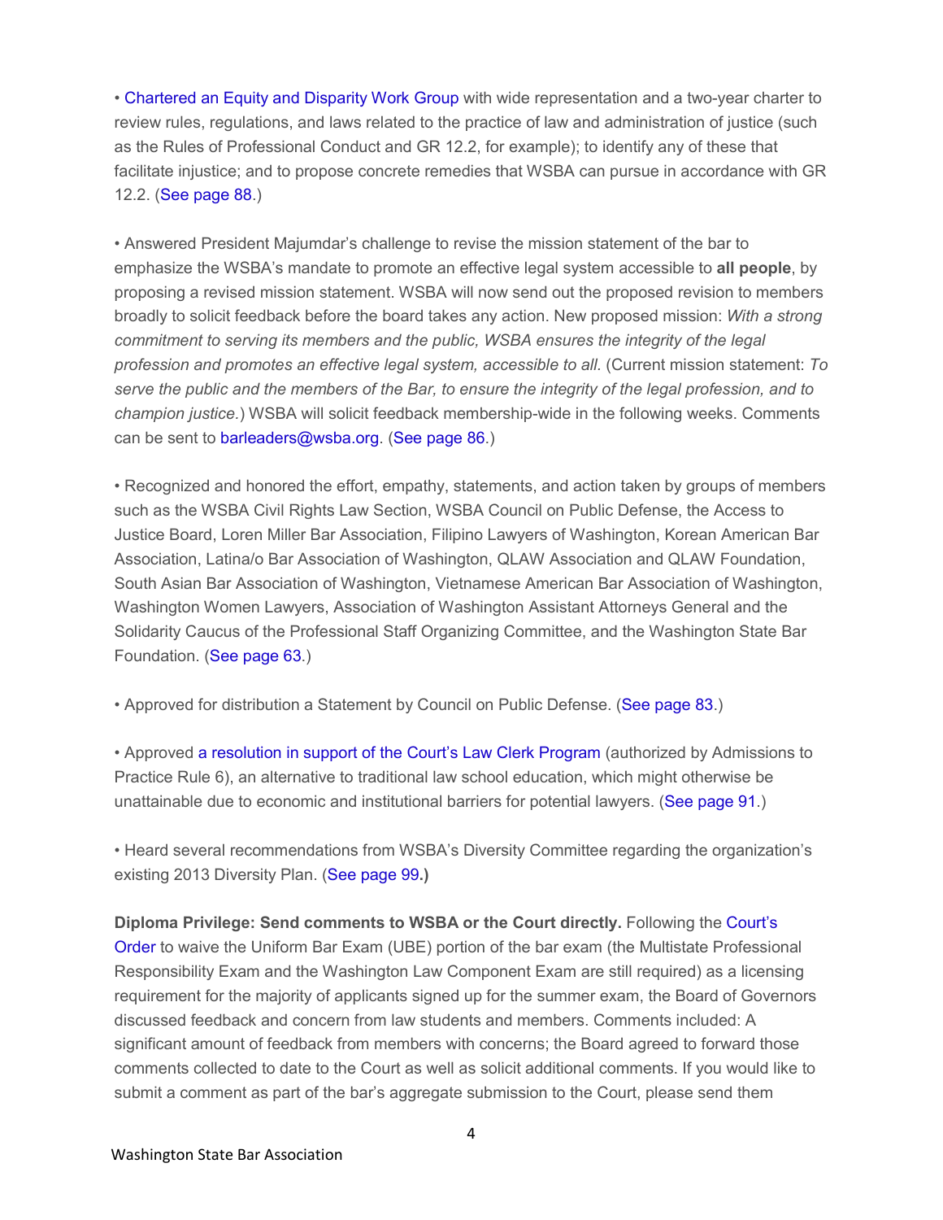• Chartered an Equity and Disparity Work Group with wide representation and a two-year charter to review rules, regulations, and laws related to the practice of law and administration of justice (such as the Rules of Professional Conduct and GR 12.2, for example); to identify any of these that facilitate injustice; and to propose concrete remedies that WSBA can pursue in accordance with GR 12.2. (See page 88.)

• Answered President Majumdar's challenge to revise the mission statement of the bar to emphasize the WSBA's mandate to promote an effective legal system accessible to **all people**, by proposing a revised mission statement. WSBA will now send out the proposed revision to members broadly to solicit feedback before the board takes any action. New proposed mission: *With a strong commitment to serving its members and the public, WSBA ensures the integrity of the legal profession and promotes an effective legal system, accessible to all.* (Current mission statement: *To serve the public and the members of the Bar, to ensure the integrity of the legal profession, and to champion justice.*) WSBA will solicit feedback membership-wide in the following weeks. Comments can be sent to barleaders@wsba.org. (See page 86.)

• Recognized and honored the effort, empathy, statements, and action taken by groups of members such as the WSBA Civil Rights Law Section, WSBA Council on Public Defense, the Access to Justice Board, Loren Miller Bar Association, Filipino Lawyers of Washington, Korean American Bar Association, Latina/o Bar Association of Washington, QLAW Association and QLAW Foundation, South Asian Bar Association of Washington, Vietnamese American Bar Association of Washington, Washington Women Lawyers, Association of Washington Assistant Attorneys General and the Solidarity Caucus of the Professional Staff Organizing Committee, and the Washington State Bar Foundation. (See page 63.)

• Approved for distribution a Statement by Council on Public Defense. (See page 83.)

• Approved a resolution in support of the Court's Law Clerk Program (authorized by Admissions to Practice Rule 6), an alternative to traditional law school education, which might otherwise be unattainable due to economic and institutional barriers for potential lawyers. (See page 91.)

• Heard several recommendations from WSBA's Diversity Committee regarding the organization's existing 2013 Diversity Plan. (See page 99.)

**Diploma Privilege: Send comments to WSBA or the Court directly.** Following the Court's Order to waive the Uniform Bar Exam (UBE) portion of the bar exam (the Multistate Professional Responsibility Exam and the Washington Law Component Exam are still required) as a licensing requirement for the majority of applicants signed up for the summer exam, the Board of Governors discussed feedback and concern from law students and members. Comments included: A significant amount of feedback from members with concerns; the Board agreed to forward those comments collected to date to the Court as well as solicit additional comments. If you would like to submit a comment as part of the bar's aggregate submission to the Court, please send them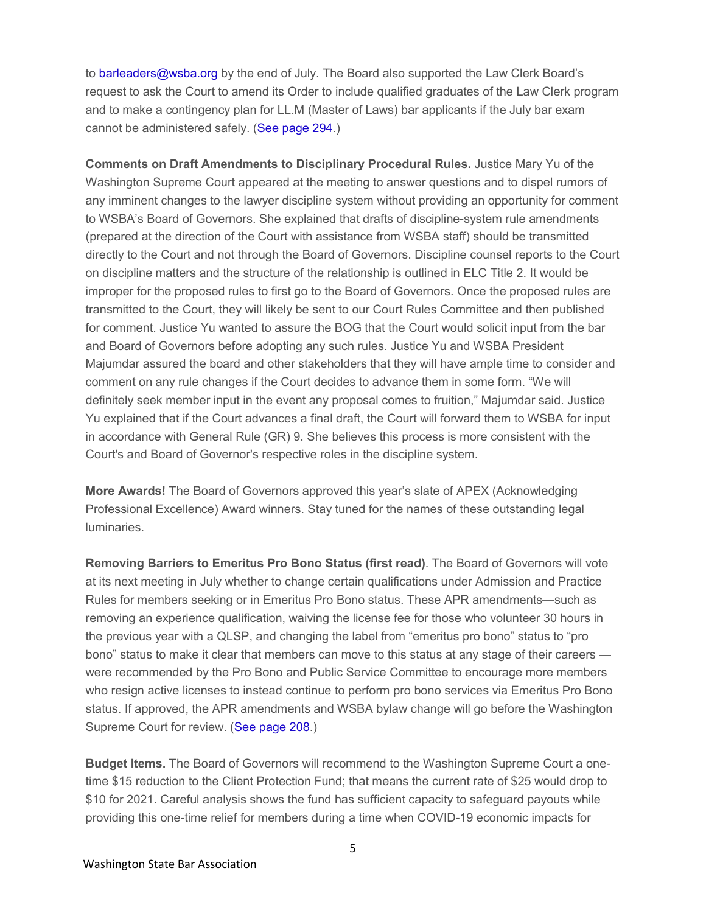to barleaders@wsba.org by the end of July. The Board also supported the Law Clerk Board's request to ask the Court to amend its Order to include qualified graduates of the Law Clerk program and to make a contingency plan for LL.M (Master of Laws) bar applicants if the July bar exam cannot be administered safely. (See page 294.)

**Comments on Draft Amendments to Disciplinary Procedural Rules.** Justice Mary Yu of the Washington Supreme Court appeared at the meeting to answer questions and to dispel rumors of any imminent changes to the lawyer discipline system without providing an opportunity for comment to WSBA's Board of Governors. She explained that drafts of discipline-system rule amendments (prepared at the direction of the Court with assistance from WSBA staff) should be transmitted directly to the Court and not through the Board of Governors. Discipline counsel reports to the Court on discipline matters and the structure of the relationship is outlined in ELC Title 2. It would be improper for the proposed rules to first go to the Board of Governors. Once the proposed rules are transmitted to the Court, they will likely be sent to our Court Rules Committee and then published for comment. Justice Yu wanted to assure the BOG that the Court would solicit input from the bar and Board of Governors before adopting any such rules. Justice Yu and WSBA President Majumdar assured the board and other stakeholders that they will have ample time to consider and comment on any rule changes if the Court decides to advance them in some form. "We will definitely seek member input in the event any proposal comes to fruition," Majumdar said. Justice Yu explained that if the Court advances a final draft, the Court will forward them to WSBA for input in accordance with General Rule (GR) 9. She believes this process is more consistent with the Court's and Board of Governor's respective roles in the discipline system.

**More Awards!** The Board of Governors approved this year's slate of APEX (Acknowledging Professional Excellence) Award winners. Stay tuned for the names of these outstanding legal luminaries.

**Removing Barriers to Emeritus Pro Bono Status (first read)**. The Board of Governors will vote at its next meeting in July whether to change certain qualifications under Admission and Practice Rules for members seeking or in Emeritus Pro Bono status. These APR amendments—such as removing an experience qualification, waiving the license fee for those who volunteer 30 hours in the previous year with a QLSP, and changing the label from "emeritus pro bono" status to "pro bono" status to make it clear that members can move to this status at any stage of their careers —were recommended by the Pro Bono and Public Service Committee to encourage more members who resign active licenses to instead continue to perform pro bono services via Emeritus Pro Bono status. If approved, the APR amendments and WSBA bylaw change will go before the Washington Supreme Court for review. (See page 208.)

**Budget Items.** The Board of Governors will recommend to the Washington Supreme Court a one-time $15 reduction to the Client Protection Fund; that means the current rate of $25 would drop to $10 for 2021. Careful analysis shows the fund has sufficient capacity to safeguard payouts while providing this one-time relief for members during a time when COVID-19 economic impacts for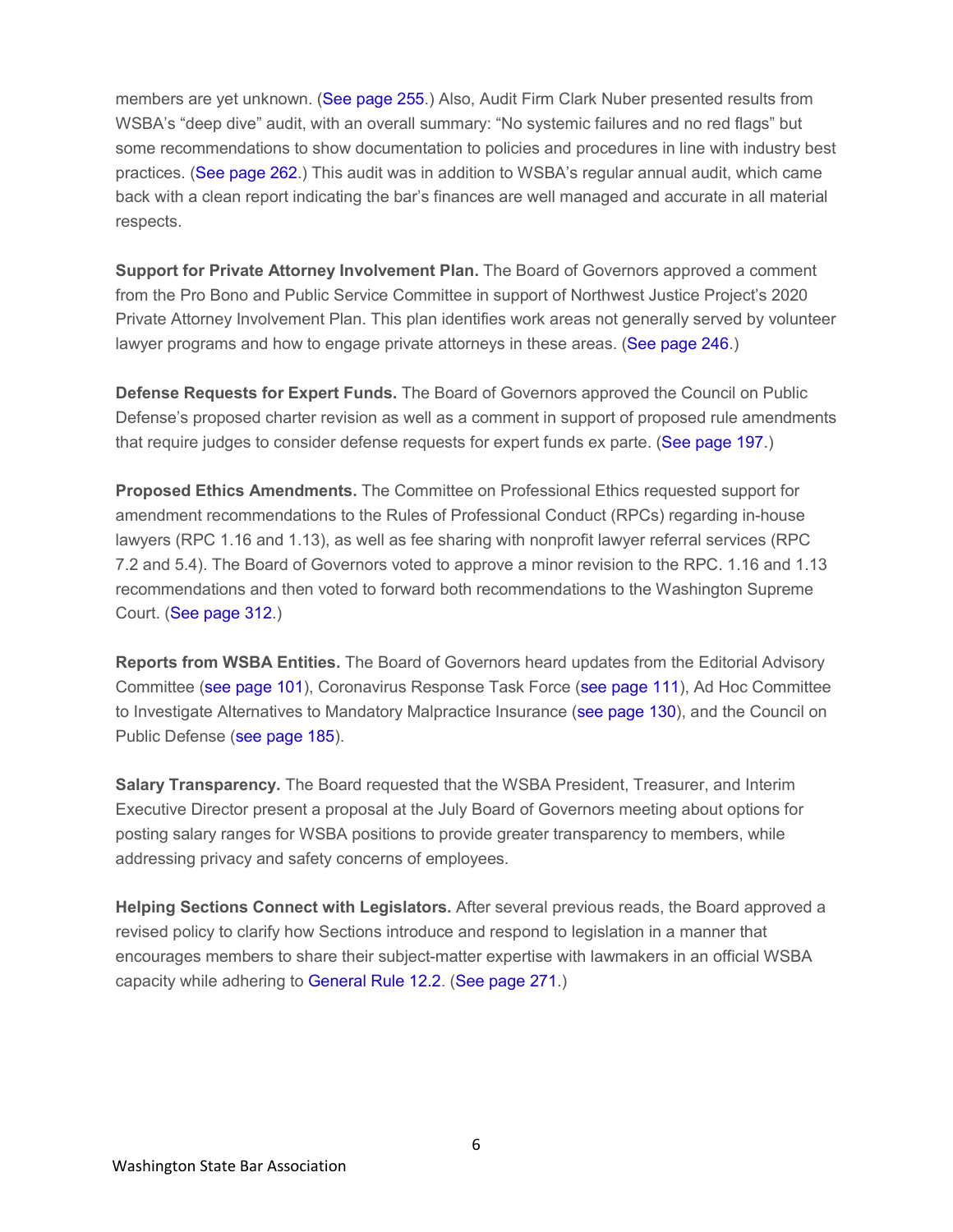members are yet unknown. (See page 255.) Also, Audit Firm Clark Nuber presented results from WSBA's "deep dive" audit, with an overall summary: "No systemic failures and no red flags" but some recommendations to show documentation to policies and procedures in line with industry best practices. (See page 262.) This audit was in addition to WSBA's regular annual audit, which came back with a clean report indicating the bar's finances are well managed and accurate in all material respects.

**Support for Private Attorney Involvement Plan.** The Board of Governors approved a comment from the Pro Bono and Public Service Committee in support of Northwest Justice Project's 2020 Private Attorney Involvement Plan. This plan identifies work areas not generally served by volunteer lawyer programs and how to engage private attorneys in these areas. (See page 246.)

**Defense Requests for Expert Funds.** The Board of Governors approved the Council on Public Defense's proposed charter revision as well as a comment in support of proposed rule amendments that require judges to consider defense requests for expert funds ex parte. (See page 197.)

**Proposed Ethics Amendments.** The Committee on Professional Ethics requested support for amendment recommendations to the Rules of Professional Conduct (RPCs) regarding in-house lawyers (RPC 1.16 and 1.13), as well as fee sharing with nonprofit lawyer referral services (RPC 7.2 and 5.4). The Board of Governors voted to approve a minor revision to the RPC. 1.16 and 1.13 recommendations and then voted to forward both recommendations to the Washington Supreme Court. (See page 312.)

**Reports from WSBA Entities.** The Board of Governors heard updates from the Editorial Advisory Committee (see page 101), Coronavirus Response Task Force (see page 111), Ad Hoc Committee to Investigate Alternatives to Mandatory Malpractice Insurance (see page 130), and the Council on Public Defense (see page 185).

**Salary Transparency.** The Board requested that the WSBA President, Treasurer, and Interim Executive Director present a proposal at the July Board of Governors meeting about options for posting salary ranges for WSBA positions to provide greater transparency to members, while addressing privacy and safety concerns of employees.

**Helping Sections Connect with Legislators.** After several previous reads, the Board approved a revised policy to clarify how Sections introduce and respond to legislation in a manner that encourages members to share their subject-matter expertise with lawmakers in an official WSBA capacity while adhering to General Rule 12.2. (See page 271.)